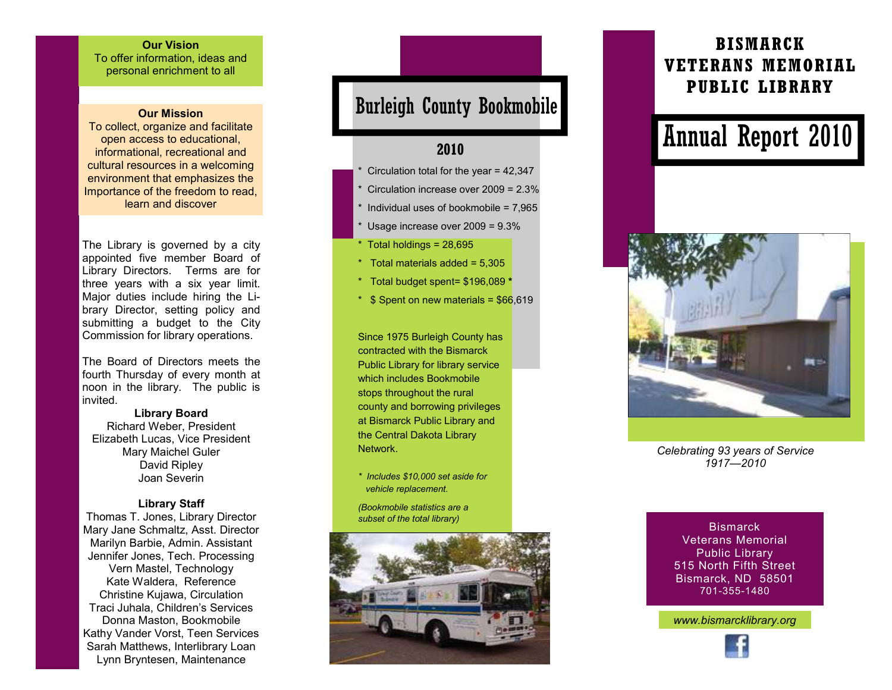**Our Vision**
To offer information, ideas and personal enrichment to all

**Our Mission**
To collect, organize and facilitate open access to educational, informational, recreational and cultural resources in a welcoming environment that emphasizes the Importance of the freedom to read, learn and discover

The Library is governed by a city appointed five member Board of Library Directors. Terms are for three years with a six year limit. Major duties include hiring the Library Director, setting policy and submitting a budget to the City Commission for library operations.

The Board of Directors meets the fourth Thursday of every month at noon in the library. The public is invited.

**Library Board**
Richard Weber, President
Elizabeth Lucas, Vice President
Mary Maichel Guler
David Ripley
Joan Severin

**Library Staff**
Thomas T. Jones, Library Director
Mary Jane Schmaltz, Asst. Director
Marilyn Barbie, Admin. Assistant
Jennifer Jones, Tech. Processing
Vern Mastel, Technology
Kate Waldera, Reference
Christine Kujawa, Circulation
Traci Juhala, Children's Services
Donna Maston, Bookmobile
Kathy Vander Vorst, Teen Services
Sarah Matthews, Interlibrary Loan
Lynn Bryntesen, Maintenance

# Burleigh County Bookmobile

## 2010

* Circulation total for the year = 42,347
* Circulation increase over 2009 = 2.3%
* Individual uses of bookmobile = 7,965
* Usage increase over 2009 = 9.3%
* Total holdings = 28,695
* Total materials added = 5,305
* Total budget spent= $196,089 *
* $ Spent on new materials = $66,619

Since 1975 Burleigh County has contracted with the Bismarck Public Library for library service which includes Bookmobile stops throughout the rural county and borrowing privileges at Bismarck Public Library and the Central Dakota Library Network.

*\* Includes $10,000 set aside for vehicle replacement.*

*(Bookmobile statistics are a subset of the total library)*

# BISMARCK VETERANS MEMORIAL PUBLIC LIBRARY

# Annual Report 2010

*Celebrating 93 years of Service 1917—2010*

Bismarck
Veterans Memorial
Public Library
515 North Fifth Street
Bismarck, ND 58501
701-355-1480

*www.bismarcklibrary.org*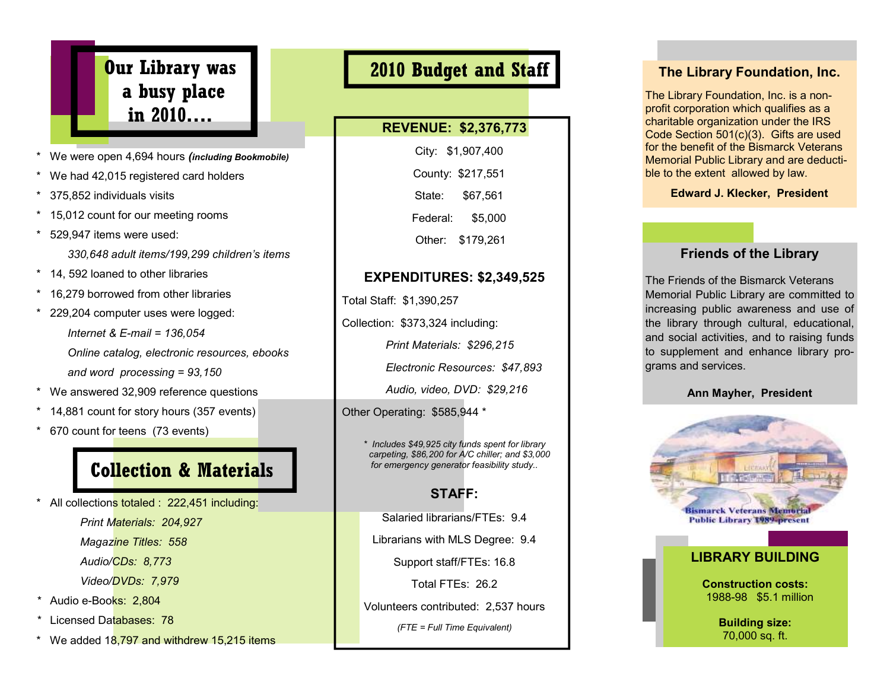# Our Library was a busy place in 2010....

* We were open 4,694 hours ***(including Bookmobile)***
* We had 42,015 registered card holders
* 375,852 individuals visits
* 15,012 count for our meeting rooms
* 529,947 items were used:

  *330,648 adult items/199,299 children's items*
* 14, 592 loaned to other libraries
* 16,279 borrowed from other libraries
* 229,204 computer uses were logged:

  *Internet & E-mail = 136,054*

  *Online catalog, electronic resources, ebooks and word processing = 93,150*
* We answered 32,909 reference questions
* 14,881 count for story hours (357 events)
* 670 count for teens (73 events)

# Collection & Materials

* All collections totaled : 222,451 including:

  *Print Materials: 204,927*

  *Magazine Titles: 558*

  *Audio/CDs: 8,773*

  *Video/DVDs: 7,979*
* Audio e-Books: 2,804
* Licensed Databases: 78
* We added 18,797 and withdrew 15,215 items

# 2010 Budget and Staff

**REVENUE: $2,376,773**

City: $1,907,400

County: $217,551

State: $67,561

Federal: $5,000

Other: $179,261

**EXPENDITURES: $2,349,525**

Total Staff: $1,390,257

Collection: $373,324 including:

*Print Materials: $296,215*

*Electronic Resources: $47,893*

*Audio, video, DVD: $29,216*

Other Operating: $585,944 *

*\* Includes $49,925 city funds spent for library carpeting, $86,200 for A/C chiller; and $3,000 for emergency generator feasibility study..*

**STAFF:**

Salaried librarians/FTEs: 9.4

Librarians with MLS Degree: 9.4

Support staff/FTEs: 16.8

Total FTEs: 26.2

Volunteers contributed: 2,537 hours

*(FTE = Full Time Equivalent)*

## The Library Foundation, Inc.

The Library Foundation, Inc. is a non-profit corporation which qualifies as a charitable organization under the IRS Code Section 501(c)(3). Gifts are used for the benefit of the Bismarck Veterans Memorial Public Library and are deductible to the extent allowed by law.

**Edward J. Klecker, President**

## Friends of the Library

The Friends of the Bismarck Veterans Memorial Public Library are committed to increasing public awareness and use of the library through cultural, educational, and social activities, and to raising funds to supplement and enhance library programs and services.

**Ann Mayher, President**

Bismarck Veterans Memorial Public Library 1989-present

## LIBRARY BUILDING

**Construction costs:**
1988-98 $5.1 million

**Building size:**
70,000 sq. ft.